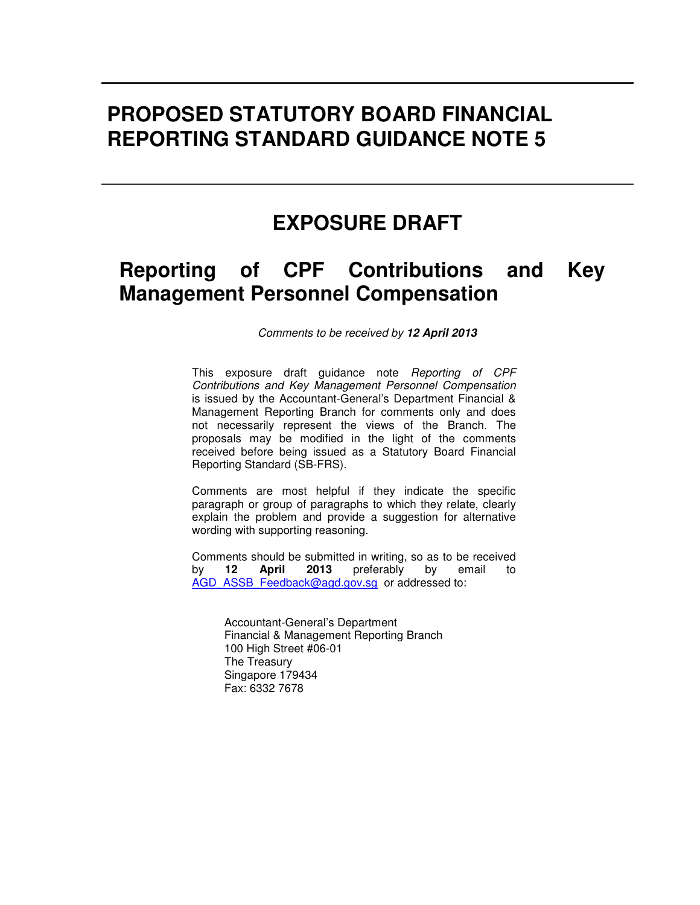# PROPOSED STATUTORY BOARD FINANCIAL REPORTING STANDARD GUIDANCE NOTE 5

## EXPOSURE DRAFT

## Reporting of CPF Contributions and Key Management Personnel Compensation

*Comments to be received by* ***12 April 2013***

This exposure draft guidance note *Reporting of CPF Contributions and Key Management Personnel Compensation* is issued by the Accountant-General's Department Financial & Management Reporting Branch for comments only and does not necessarily represent the views of the Branch. The proposals may be modified in the light of the comments received before being issued as a Statutory Board Financial Reporting Standard (SB-FRS).

Comments are most helpful if they indicate the specific paragraph or group of paragraphs to which they relate, clearly explain the problem and provide a suggestion for alternative wording with supporting reasoning.

Comments should be submitted in writing, so as to be received by **12 April 2013** preferably by email to AGD_ASSB_Feedback@agd.gov.sg or addressed to:

Accountant-General's Department
Financial & Management Reporting Branch
100 High Street #06-01
The Treasury
Singapore 179434
Fax: 6332 7678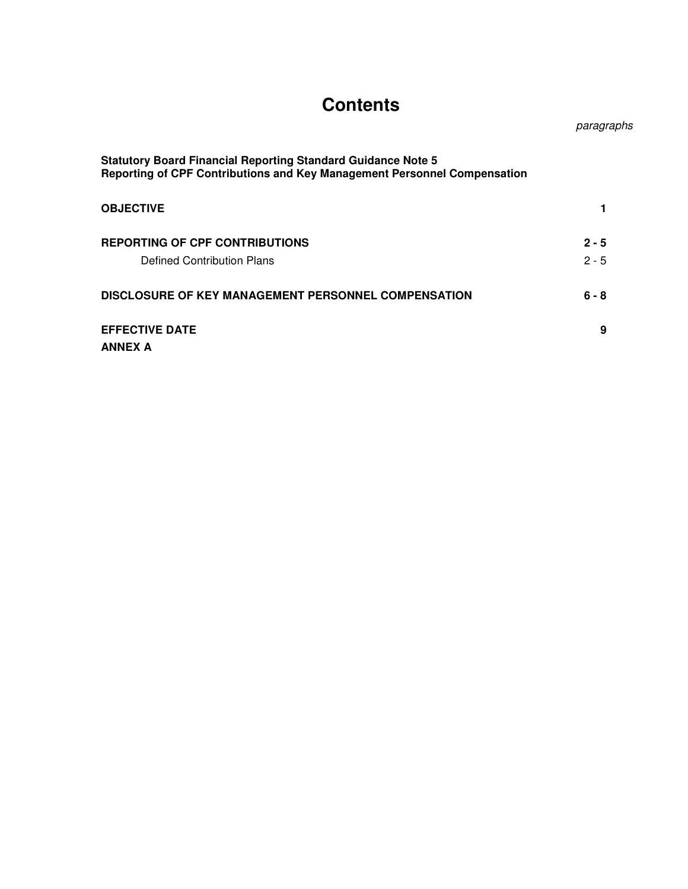# Contents

*paragraphs*

**Statutory Board Financial Reporting Standard Guidance Note 5**
**Reporting of CPF Contributions and Key Management Personnel Compensation**

| | |
|---|---|
| **OBJECTIVE** | **1** |
| **REPORTING OF CPF CONTRIBUTIONS** | **2 - 5** |
| Defined Contribution Plans | 2 - 5 |
| **DISCLOSURE OF KEY MANAGEMENT PERSONNEL COMPENSATION** | **6 - 8** |
| **EFFECTIVE DATE** | **9** |
| **ANNEX A** | |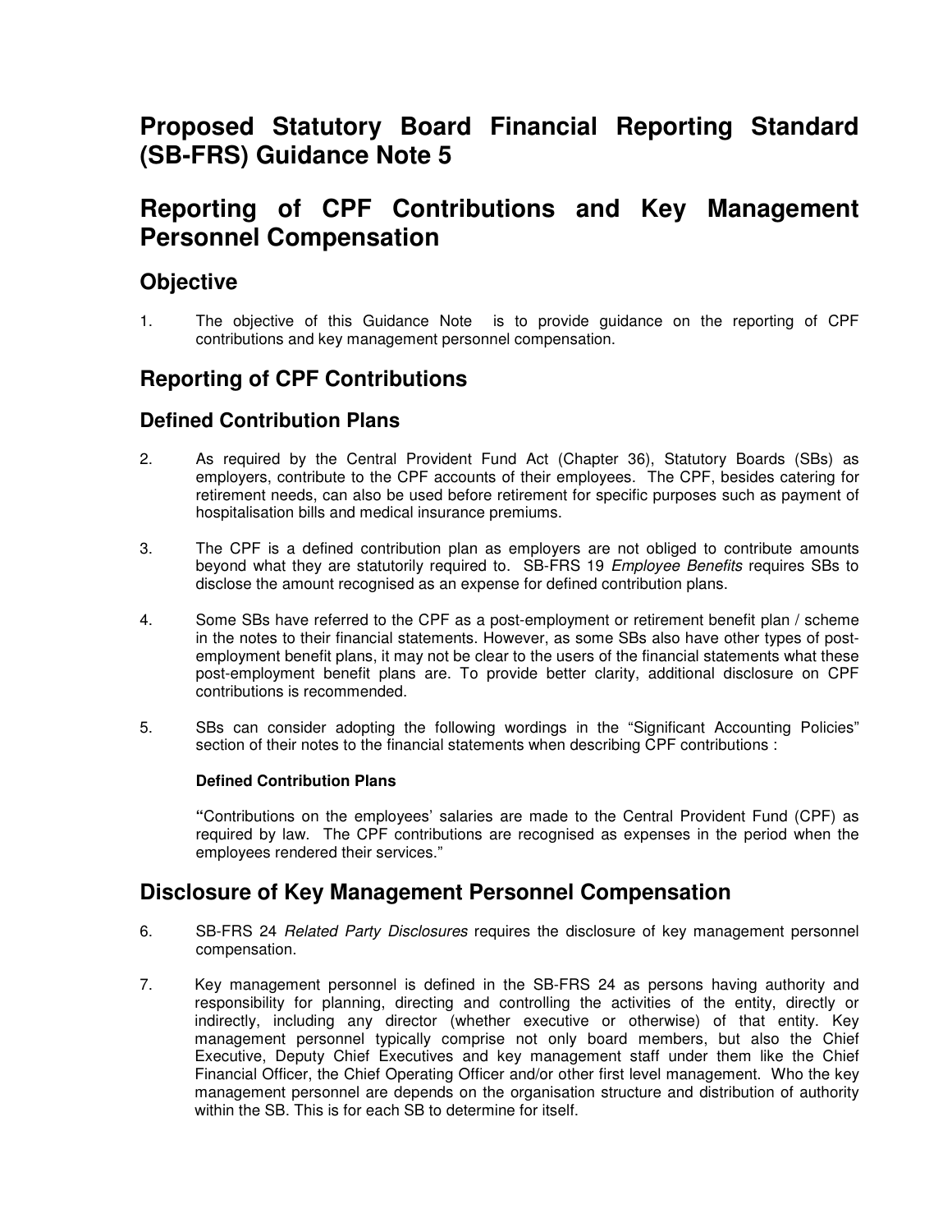# Proposed Statutory Board Financial Reporting Standard (SB-FRS) Guidance Note 5

# Reporting of CPF Contributions and Key Management Personnel Compensation

## Objective

1. The objective of this Guidance Note is to provide guidance on the reporting of CPF contributions and key management personnel compensation.

## Reporting of CPF Contributions

### Defined Contribution Plans

2. As required by the Central Provident Fund Act (Chapter 36), Statutory Boards (SBs) as employers, contribute to the CPF accounts of their employees. The CPF, besides catering for retirement needs, can also be used before retirement for specific purposes such as payment of hospitalisation bills and medical insurance premiums.

3. The CPF is a defined contribution plan as employers are not obliged to contribute amounts beyond what they are statutorily required to. SB-FRS 19 *Employee Benefits* requires SBs to disclose the amount recognised as an expense for defined contribution plans.

4. Some SBs have referred to the CPF as a post-employment or retirement benefit plan / scheme in the notes to their financial statements. However, as some SBs also have other types of post-employment benefit plans, it may not be clear to the users of the financial statements what these post-employment benefit plans are. To provide better clarity, additional disclosure on CPF contributions is recommended.

5. SBs can consider adopting the following wordings in the "Significant Accounting Policies" section of their notes to the financial statements when describing CPF contributions :

   **Defined Contribution Plans**

   **"**Contributions on the employees' salaries are made to the Central Provident Fund (CPF) as required by law. The CPF contributions are recognised as expenses in the period when the employees rendered their services."

## Disclosure of Key Management Personnel Compensation

6. SB-FRS 24 *Related Party Disclosures* requires the disclosure of key management personnel compensation.

7. Key management personnel is defined in the SB-FRS 24 as persons having authority and responsibility for planning, directing and controlling the activities of the entity, directly or indirectly, including any director (whether executive or otherwise) of that entity. Key management personnel typically comprise not only board members, but also the Chief Executive, Deputy Chief Executives and key management staff under them like the Chief Financial Officer, the Chief Operating Officer and/or other first level management. Who the key management personnel are depends on the organisation structure and distribution of authority within the SB. This is for each SB to determine for itself.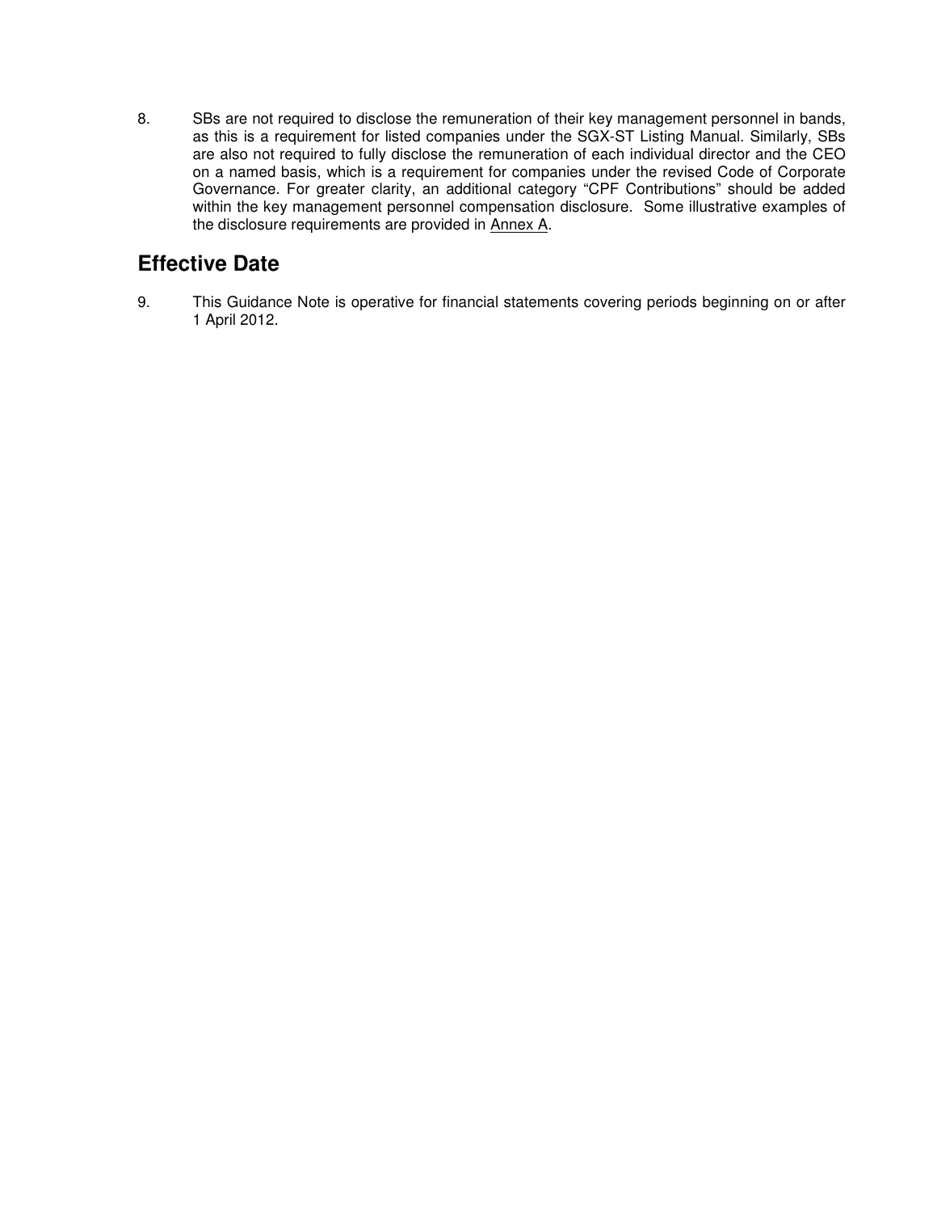8. SBs are not required to disclose the remuneration of their key management personnel in bands, as this is a requirement for listed companies under the SGX-ST Listing Manual. Similarly, SBs are also not required to fully disclose the remuneration of each individual director and the CEO on a named basis, which is a requirement for companies under the revised Code of Corporate Governance. For greater clarity, an additional category "CPF Contributions" should be added within the key management personnel compensation disclosure. Some illustrative examples of the disclosure requirements are provided in Annex A.

## Effective Date

9. This Guidance Note is operative for financial statements covering periods beginning on or after 1 April 2012.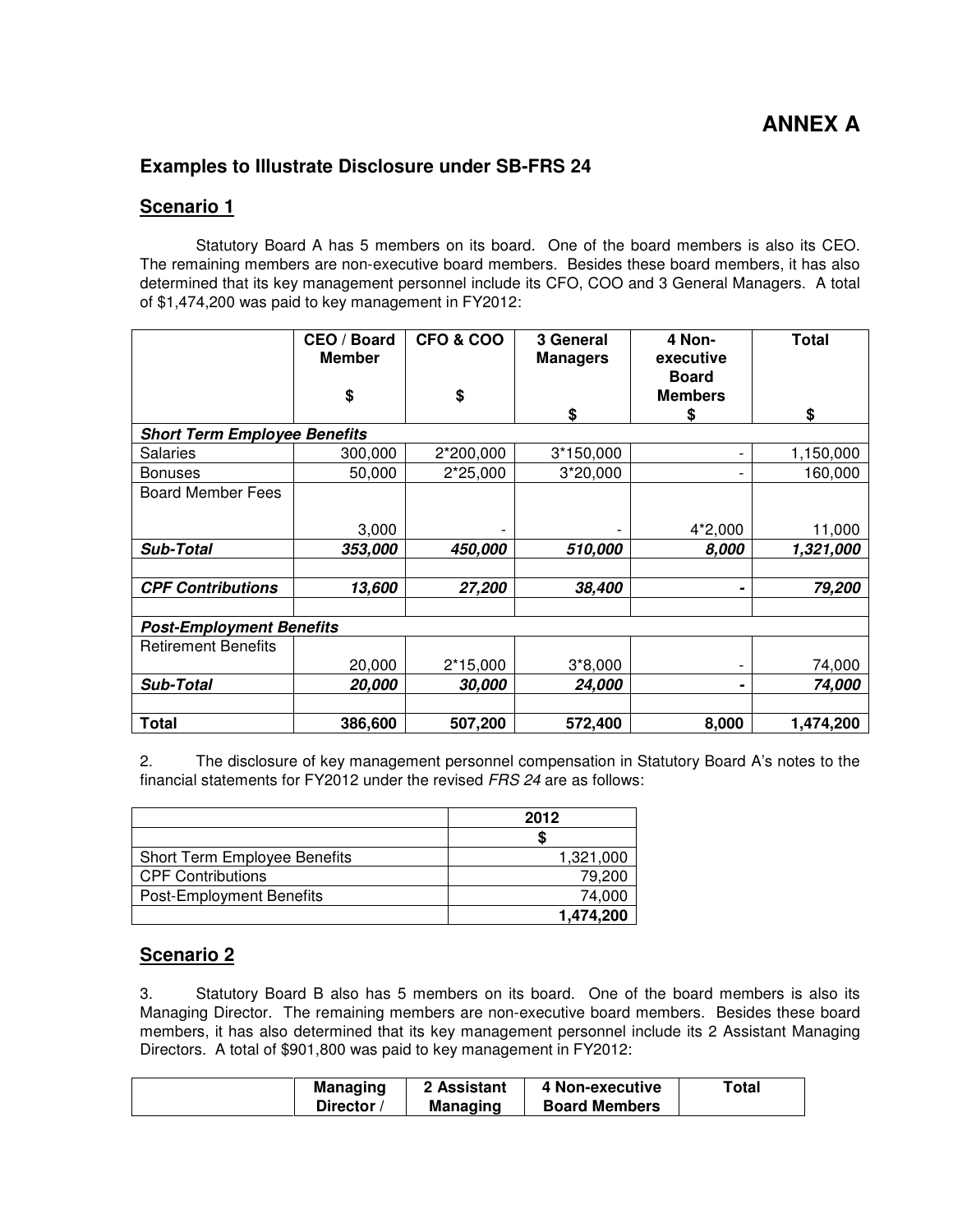# ANNEX A

## Examples to Illustrate Disclosure under SB-FRS 24

### Scenario 1

Statutory Board A has 5 members on its board. One of the board members is also its CEO. The remaining members are non-executive board members. Besides these board members, it has also determined that its key management personnel include its CFO, COO and 3 General Managers. A total of $1,474,200 was paid to key management in FY2012:

| | CEO / Board Member<br>$ | CFO & COO<br>$ | 3 General Managers<br>$ | 4 Non-executive Board Members<br>$ | Total<br>$ |
|---|---|---|---|---|---|
| ***Short Term Employee Benefits*** | | | | | |
| Salaries | 300,000 | 2*200,000 | 3*150,000 | - | 1,150,000 |
| Bonuses | 50,000 | 2*25,000 | 3*20,000 | - | 160,000 |
| Board Member Fees | 3,000 | - | - | 4*2,000 | 11,000 |
| ***Sub-Total*** | ***353,000*** | ***450,000*** | ***510,000*** | ***8,000*** | ***1,321,000*** |
| | | | | | |
| ***CPF Contributions*** | ***13,600*** | ***27,200*** | ***38,400*** | ***-*** | ***79,200*** |
| | | | | | |
| ***Post-Employment Benefits*** | | | | | |
| Retirement Benefits | 20,000 | 2*15,000 | 3*8,000 | - | 74,000 |
| ***Sub-Total*** | ***20,000*** | ***30,000*** | ***24,000*** | ***-*** | ***74,000*** |
| | | | | | |
| **Total** | **386,600** | **507,200** | **572,400** | **8,000** | **1,474,200** |

2. The disclosure of key management personnel compensation in Statutory Board A's notes to the financial statements for FY2012 under the revised *FRS 24* are as follows:

| | 2012 |
|---|---|
| | **$** |
| Short Term Employee Benefits | 1,321,000 |
| CPF Contributions | 79,200 |
| Post-Employment Benefits | 74,000 |
| | **1,474,200** |

### Scenario 2

3. Statutory Board B also has 5 members on its board. One of the board members is also its Managing Director. The remaining members are non-executive board members. Besides these board members, it has also determined that its key management personnel include its 2 Assistant Managing Directors. A total of $901,800 was paid to key management in FY2012:

| | Managing Director / | 2 Assistant Managing | 4 Non-executive Board Members | Total |
|---|---|---|---|---|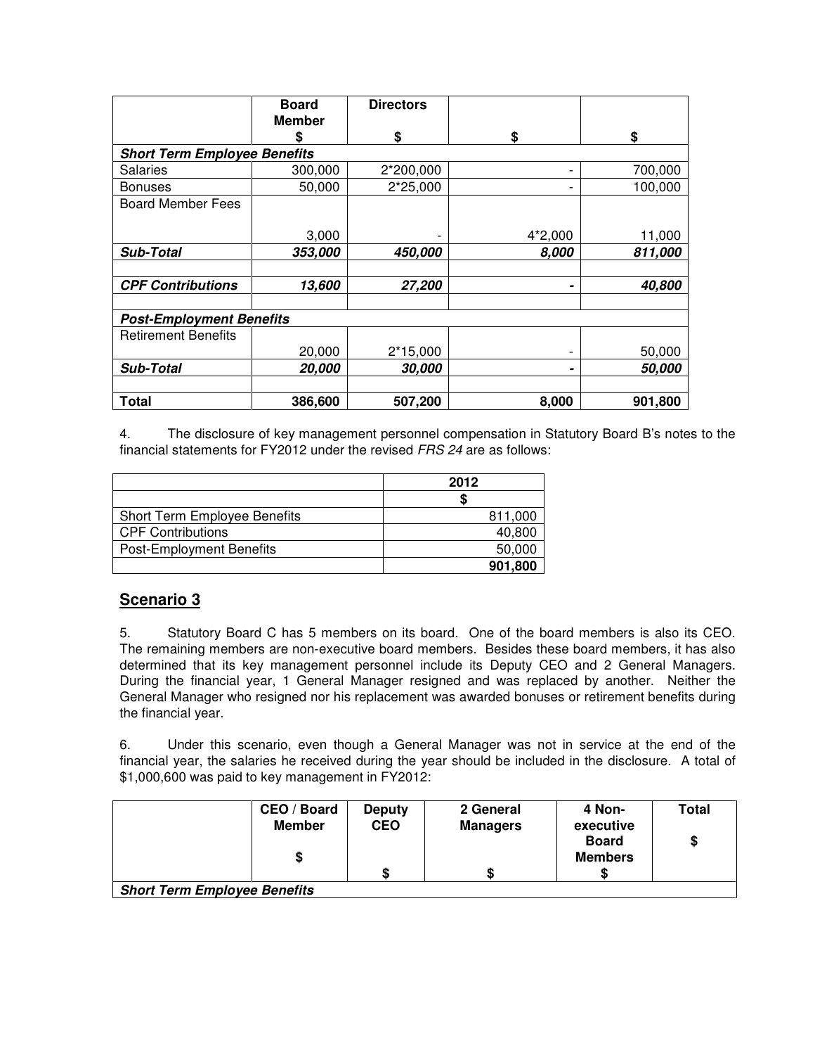| | Board Member<br>$ | Directors<br>$ | $ | $ |
|---|---|---|---|---|
| ***Short Term Employee Benefits*** | | | | |
| Salaries | 300,000 | 2*200,000 | - | 700,000 |
| Bonuses | 50,000 | 2*25,000 | - | 100,000 |
| Board Member Fees | 3,000 | - | 4*2,000 | 11,000 |
| ***Sub-Total*** | ***353,000*** | ***450,000*** | ***8,000*** | ***811,000*** |
| | | | | |
| ***CPF Contributions*** | ***13,600*** | ***27,200*** | **-** | ***40,800*** |
| | | | | |
| ***Post-Employment Benefits*** | | | | |
| Retirement Benefits | 20,000 | 2*15,000 | - | 50,000 |
| ***Sub-Total*** | ***20,000*** | ***30,000*** | **-** | ***50,000*** |
| | | | | |
| **Total** | **386,600** | **507,200** | **8,000** | **901,800** |

4. The disclosure of key management personnel compensation in Statutory Board B's notes to the financial statements for FY2012 under the revised *FRS 24* are as follows:

| | 2012 |
|---|---|
| | $ |
| Short Term Employee Benefits | 811,000 |
| CPF Contributions | 40,800 |
| Post-Employment Benefits | 50,000 |
| | **901,800** |

## Scenario 3

5. Statutory Board C has 5 members on its board. One of the board members is also its CEO. The remaining members are non-executive board members. Besides these board members, it has also determined that its key management personnel include its Deputy CEO and 2 General Managers. During the financial year, 1 General Manager resigned and was replaced by another. Neither the General Manager who resigned nor his replacement was awarded bonuses or retirement benefits during the financial year.

6. Under this scenario, even though a General Manager was not in service at the end of the financial year, the salaries he received during the year should be included in the disclosure. A total of $1,000,600 was paid to key management in FY2012:

| | CEO / Board Member<br>$ | Deputy CEO<br>$ | 2 General Managers<br>$ | 4 Non-executive Board Members<br>$ | Total<br>$ |
|---|---|---|---|---|---|
| ***Short Term Employee Benefits*** | | | | | |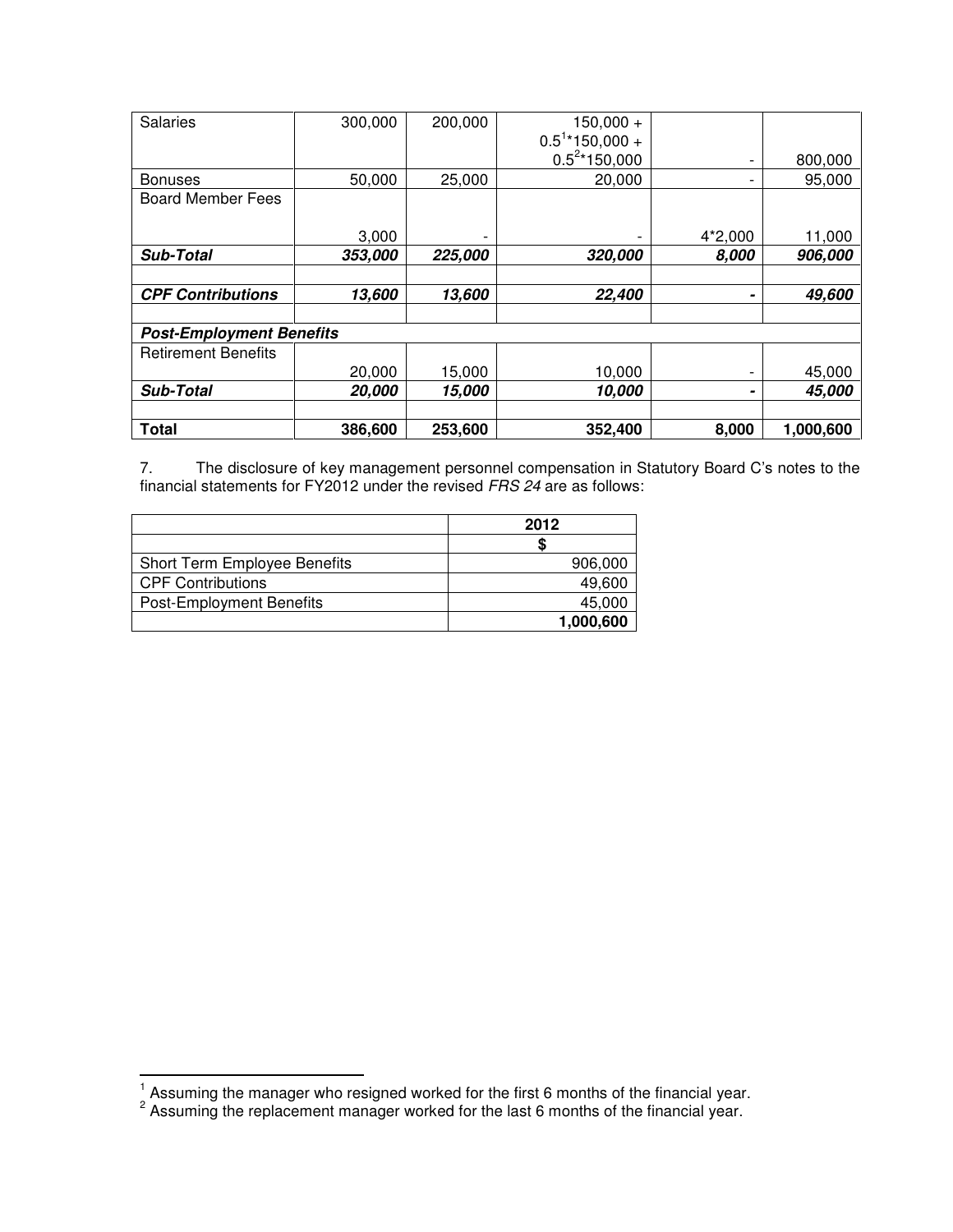| | | | | | |
|---|---|---|---|---|---|
| Salaries | 300,000 | 200,000 | 150,000 + $0.5^{1}$*150,000 + $0.5^{2}$*150,000 | - | 800,000 |
| Bonuses | 50,000 | 25,000 | 20,000 | - | 95,000 |
| Board Member Fees | 3,000 | - | - | 4*2,000 | 11,000 |
| ***Sub-Total*** | ***353,000*** | ***225,000*** | ***320,000*** | ***8,000*** | ***906,000*** |
| | | | | | |
| ***CPF Contributions*** | ***13,600*** | ***13,600*** | ***22,400*** | ***-*** | ***49,600*** |
| | | | | | |
| ***Post-Employment Benefits*** | | | | | |
| Retirement Benefits | 20,000 | 15,000 | 10,000 | - | 45,000 |
| ***Sub-Total*** | ***20,000*** | ***15,000*** | ***10,000*** | ***-*** | ***45,000*** |
| | | | | | |
| **Total** | **386,600** | **253,600** | **352,400** | **8,000** | **1,000,600** |

7. The disclosure of key management personnel compensation in Statutory Board C's notes to the financial statements for FY2012 under the revised *FRS 24* are as follows:

| | **2012** |
|---|---|
| | **$** |
| Short Term Employee Benefits | 906,000 |
| CPF Contributions | 49,600 |
| Post-Employment Benefits | 45,000 |
| | **1,000,600** |

[1] Assuming the manager who resigned worked for the first 6 months of the financial year.

[2] Assuming the replacement manager worked for the last 6 months of the financial year.